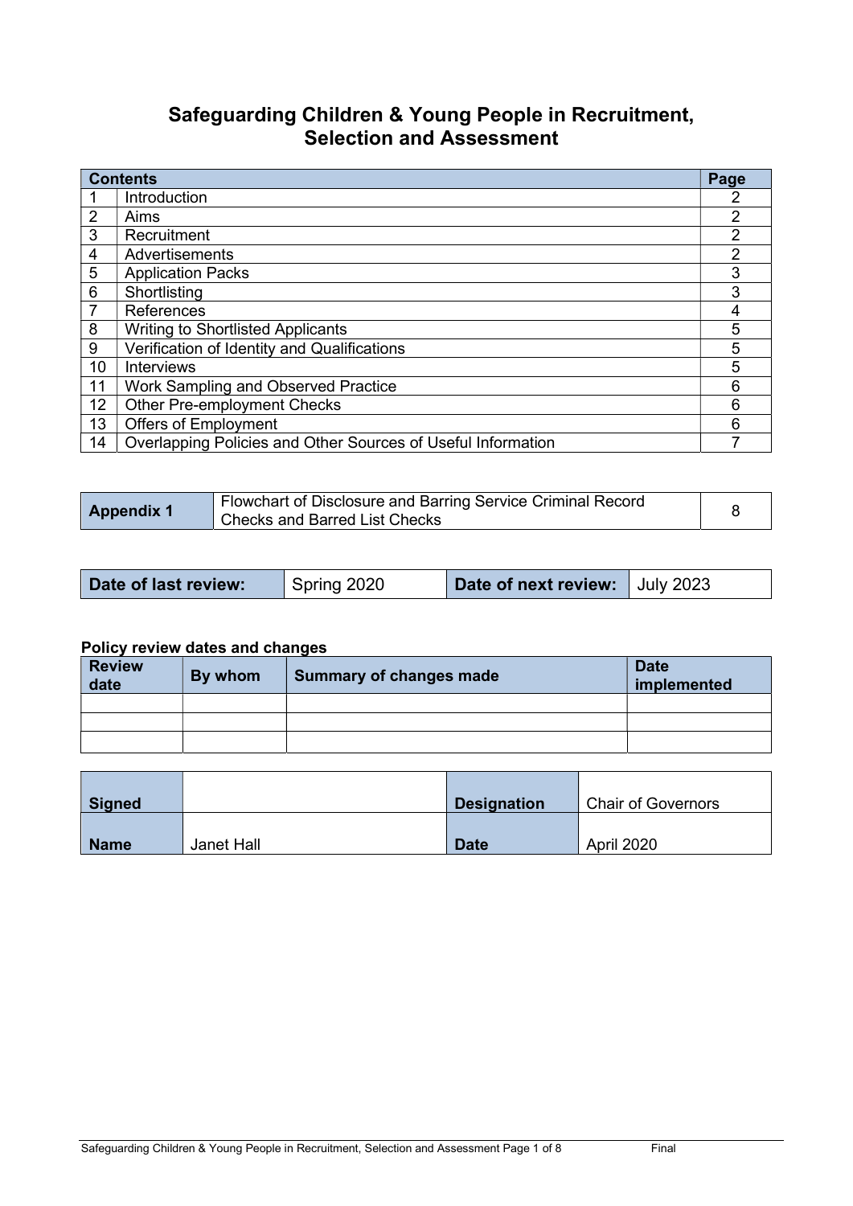# Safeguarding Children & Young People in Recruitment, Selection and Assessment

| Contents | | Page |
|---|---|---|
| 1 | Introduction | 2 |
| 2 | Aims | 2 |
| 3 | Recruitment | 2 |
| 4 | Advertisements | 2 |
| 5 | Application Packs | 3 |
| 6 | Shortlisting | 3 |
| 7 | References | 4 |
| 8 | Writing to Shortlisted Applicants | 5 |
| 9 | Verification of Identity and Qualifications | 5 |
| 10 | Interviews | 5 |
| 11 | Work Sampling and Observed Practice | 6 |
| 12 | Other Pre-employment Checks | 6 |
| 13 | Offers of Employment | 6 |
| 14 | Overlapping Policies and Other Sources of Useful Information | 7 |

| Appendix 1 | Flowchart of Disclosure and Barring Service Criminal Record Checks and Barred List Checks | 8 |
|---|---|---|

| Date of last review: | Spring 2020 | Date of next review: | July 2023 |
|---|---|---|---|

**Policy review dates and changes**

| Review date | By whom | Summary of changes made | Date implemented |
|---|---|---|---|
| | | | |
| | | | |
| | | | |

| Signed | | Designation | Chair of Governors |
|---|---|---|---|
| Name | Janet Hall | Date | April 2020 |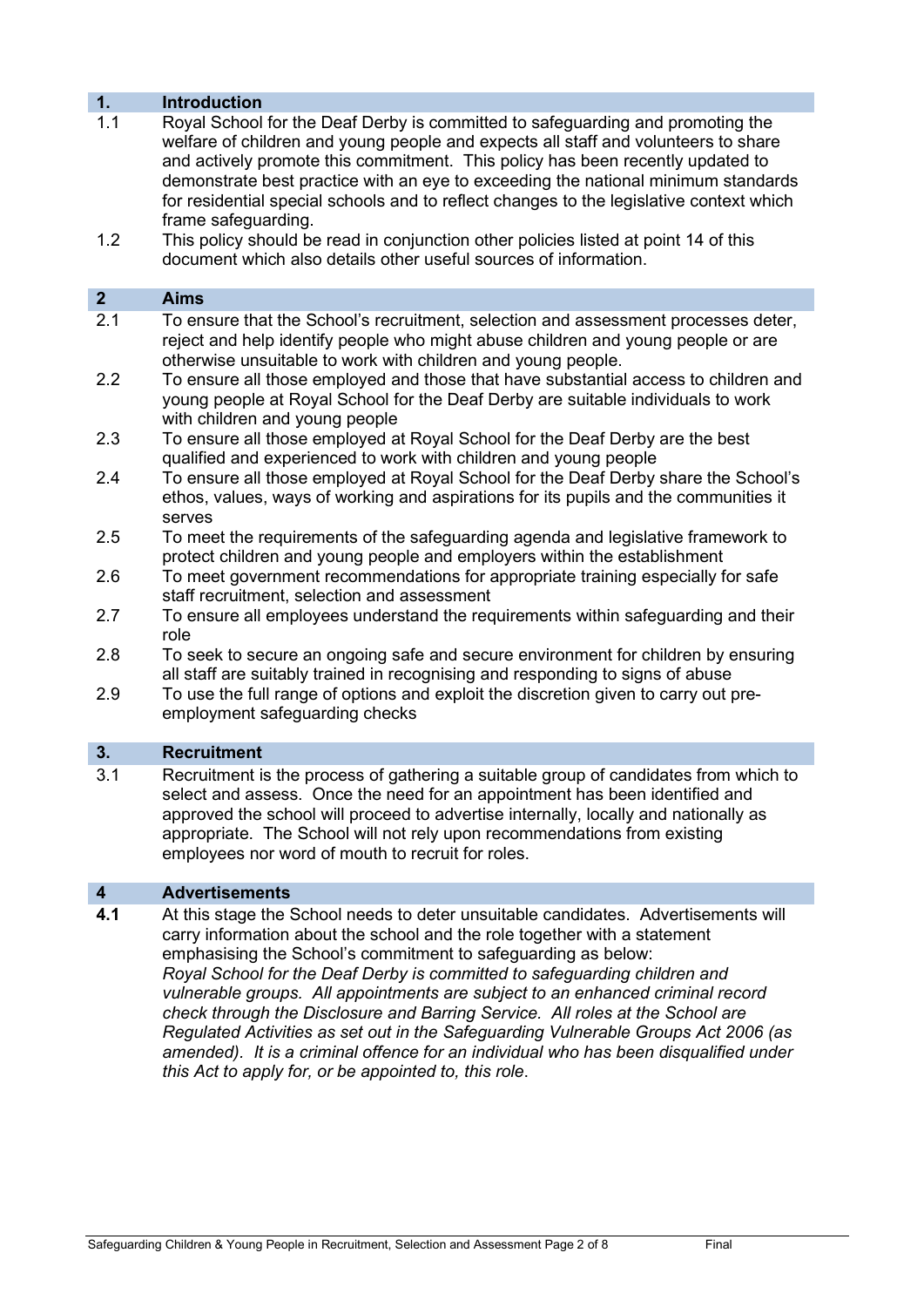## 1. Introduction

1.1 Royal School for the Deaf Derby is committed to safeguarding and promoting the welfare of children and young people and expects all staff and volunteers to share and actively promote this commitment. This policy has been recently updated to demonstrate best practice with an eye to exceeding the national minimum standards for residential special schools and to reflect changes to the legislative context which frame safeguarding.

1.2 This policy should be read in conjunction other policies listed at point 14 of this document which also details other useful sources of information.

## 2 Aims

2.1 To ensure that the School's recruitment, selection and assessment processes deter, reject and help identify people who might abuse children and young people or are otherwise unsuitable to work with children and young people.

2.2 To ensure all those employed and those that have substantial access to children and young people at Royal School for the Deaf Derby are suitable individuals to work with children and young people

2.3 To ensure all those employed at Royal School for the Deaf Derby are the best qualified and experienced to work with children and young people

2.4 To ensure all those employed at Royal School for the Deaf Derby share the School's ethos, values, ways of working and aspirations for its pupils and the communities it serves

2.5 To meet the requirements of the safeguarding agenda and legislative framework to protect children and young people and employers within the establishment

2.6 To meet government recommendations for appropriate training especially for safe staff recruitment, selection and assessment

2.7 To ensure all employees understand the requirements within safeguarding and their role

2.8 To seek to secure an ongoing safe and secure environment for children by ensuring all staff are suitably trained in recognising and responding to signs of abuse

2.9 To use the full range of options and exploit the discretion given to carry out pre-employment safeguarding checks

## 3. Recruitment

3.1 Recruitment is the process of gathering a suitable group of candidates from which to select and assess. Once the need for an appointment has been identified and approved the school will proceed to advertise internally, locally and nationally as appropriate. The School will not rely upon recommendations from existing employees nor word of mouth to recruit for roles.

## 4 Advertisements

**4.1** At this stage the School needs to deter unsuitable candidates. Advertisements will carry information about the school and the role together with a statement emphasising the School's commitment to safeguarding as below:

*Royal School for the Deaf Derby is committed to safeguarding children and vulnerable groups. All appointments are subject to an enhanced criminal record check through the Disclosure and Barring Service. All roles at the School are Regulated Activities as set out in the Safeguarding Vulnerable Groups Act 2006 (as amended). It is a criminal offence for an individual who has been disqualified under this Act to apply for, or be appointed to, this role*.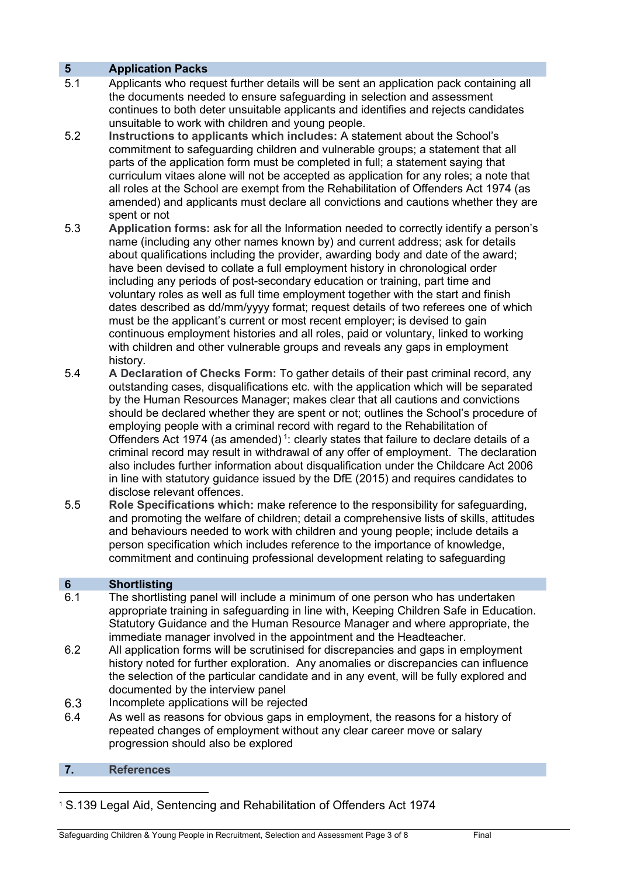## 5 Application Packs

5.1 Applicants who request further details will be sent an application pack containing all the documents needed to ensure safeguarding in selection and assessment continues to both deter unsuitable applicants and identifies and rejects candidates unsuitable to work with children and young people.

5.2 **Instructions to applicants which includes:** A statement about the School's commitment to safeguarding children and vulnerable groups; a statement that all parts of the application form must be completed in full; a statement saying that curriculum vitaes alone will not be accepted as application for any roles; a note that all roles at the School are exempt from the Rehabilitation of Offenders Act 1974 (as amended) and applicants must declare all convictions and cautions whether they are spent or not

5.3 **Application forms:** ask for all the Information needed to correctly identify a person's name (including any other names known by) and current address; ask for details about qualifications including the provider, awarding body and date of the award; have been devised to collate a full employment history in chronological order including any periods of post-secondary education or training, part time and voluntary roles as well as full time employment together with the start and finish dates described as dd/mm/yyyy format; request details of two referees one of which must be the applicant's current or most recent employer; is devised to gain continuous employment histories and all roles, paid or voluntary, linked to working with children and other vulnerable groups and reveals any gaps in employment history.

5.4 **A Declaration of Checks Form:** To gather details of their past criminal record, any outstanding cases, disqualifications etc. with the application which will be separated by the Human Resources Manager; makes clear that all cautions and convictions should be declared whether they are spent or not; outlines the School's procedure of employing people with a criminal record with regard to the Rehabilitation of Offenders Act 1974 (as amended) [1]: clearly states that failure to declare details of a criminal record may result in withdrawal of any offer of employment. The declaration also includes further information about disqualification under the Childcare Act 2006 in line with statutory guidance issued by the DfE (2015) and requires candidates to disclose relevant offences.

5.5 **Role Specifications which:** make reference to the responsibility for safeguarding, and promoting the welfare of children; detail a comprehensive lists of skills, attitudes and behaviours needed to work with children and young people; include details a person specification which includes reference to the importance of knowledge, commitment and continuing professional development relating to safeguarding

## 6 Shortlisting

6.1 The shortlisting panel will include a minimum of one person who has undertaken appropriate training in safeguarding in line with, Keeping Children Safe in Education. Statutory Guidance and the Human Resource Manager and where appropriate, the immediate manager involved in the appointment and the Headteacher.

6.2 All application forms will be scrutinised for discrepancies and gaps in employment history noted for further exploration. Any anomalies or discrepancies can influence the selection of the particular candidate and in any event, will be fully explored and documented by the interview panel

6.3 Incomplete applications will be rejected

6.4 As well as reasons for obvious gaps in employment, the reasons for a history of repeated changes of employment without any clear career move or salary progression should also be explored

## 7. References

[1] S.139 Legal Aid, Sentencing and Rehabilitation of Offenders Act 1974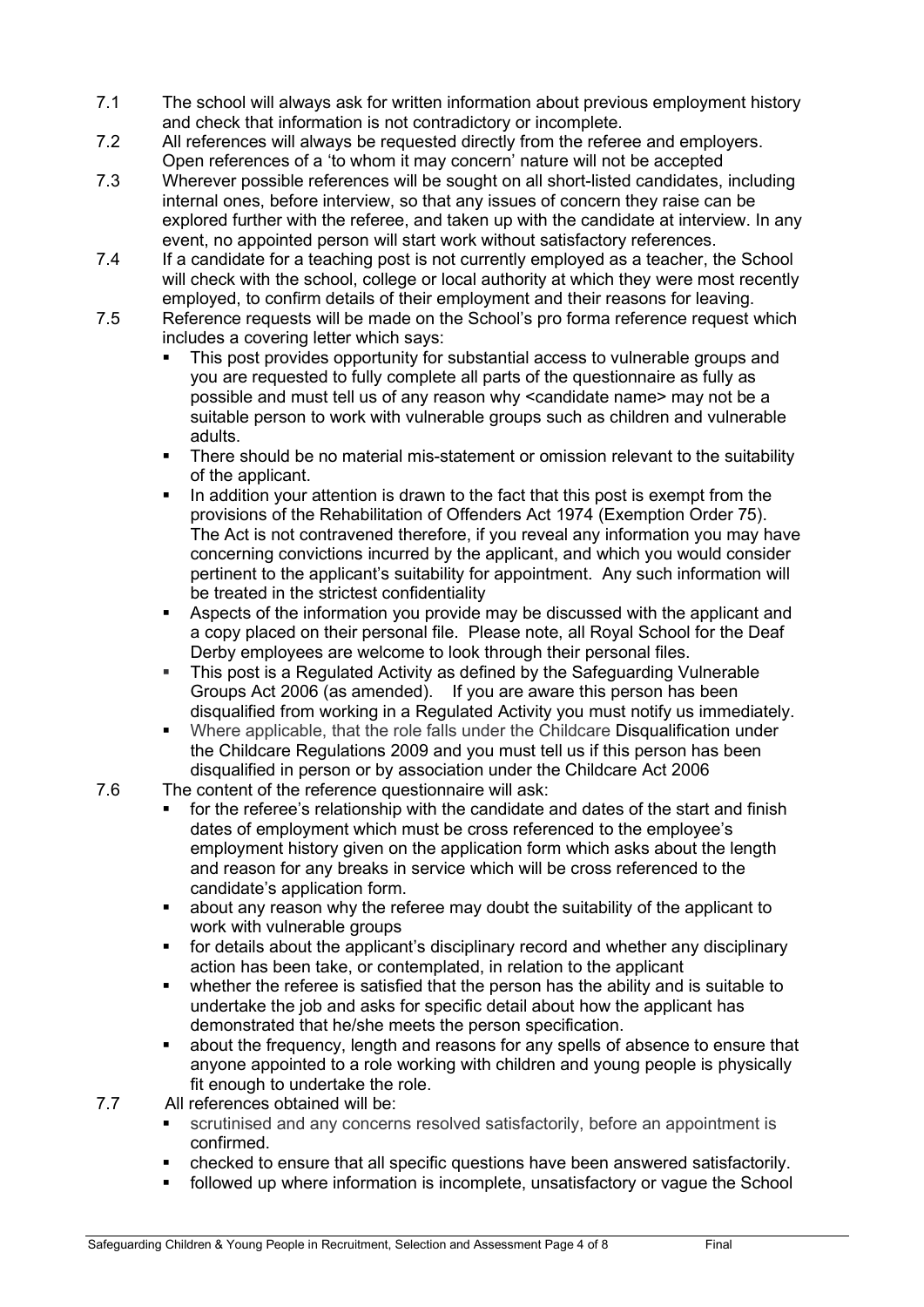7.1 The school will always ask for written information about previous employment history and check that information is not contradictory or incomplete.

7.2 All references will always be requested directly from the referee and employers. Open references of a 'to whom it may concern' nature will not be accepted

7.3 Wherever possible references will be sought on all short-listed candidates, including internal ones, before interview, so that any issues of concern they raise can be explored further with the referee, and taken up with the candidate at interview. In any event, no appointed person will start work without satisfactory references.

7.4 If a candidate for a teaching post is not currently employed as a teacher, the School will check with the school, college or local authority at which they were most recently employed, to confirm details of their employment and their reasons for leaving.

7.5 Reference requests will be made on the School's pro forma reference request which includes a covering letter which says:

- This post provides opportunity for substantial access to vulnerable groups and you are requested to fully complete all parts of the questionnaire as fully as possible and must tell us of any reason why <candidate name> may not be a suitable person to work with vulnerable groups such as children and vulnerable adults.
- There should be no material mis-statement or omission relevant to the suitability of the applicant.
- In addition your attention is drawn to the fact that this post is exempt from the provisions of the Rehabilitation of Offenders Act 1974 (Exemption Order 75). The Act is not contravened therefore, if you reveal any information you may have concerning convictions incurred by the applicant, and which you would consider pertinent to the applicant's suitability for appointment. Any such information will be treated in the strictest confidentiality
- Aspects of the information you provide may be discussed with the applicant and a copy placed on their personal file. Please note, all Royal School for the Deaf Derby employees are welcome to look through their personal files.
- This post is a Regulated Activity as defined by the Safeguarding Vulnerable Groups Act 2006 (as amended). If you are aware this person has been disqualified from working in a Regulated Activity you must notify us immediately.
- Where applicable, that the role falls under the Childcare Disqualification under the Childcare Regulations 2009 and you must tell us if this person has been disqualified in person or by association under the Childcare Act 2006

7.6 The content of the reference questionnaire will ask:

- for the referee's relationship with the candidate and dates of the start and finish dates of employment which must be cross referenced to the employee's employment history given on the application form which asks about the length and reason for any breaks in service which will be cross referenced to the candidate's application form.
- about any reason why the referee may doubt the suitability of the applicant to work with vulnerable groups
- for details about the applicant's disciplinary record and whether any disciplinary action has been take, or contemplated, in relation to the applicant
- whether the referee is satisfied that the person has the ability and is suitable to undertake the job and asks for specific detail about how the applicant has demonstrated that he/she meets the person specification.
- about the frequency, length and reasons for any spells of absence to ensure that anyone appointed to a role working with children and young people is physically fit enough to undertake the role.

7.7 All references obtained will be:

- scrutinised and any concerns resolved satisfactorily, before an appointment is confirmed.
- checked to ensure that all specific questions have been answered satisfactorily.
- followed up where information is incomplete, unsatisfactory or vague the School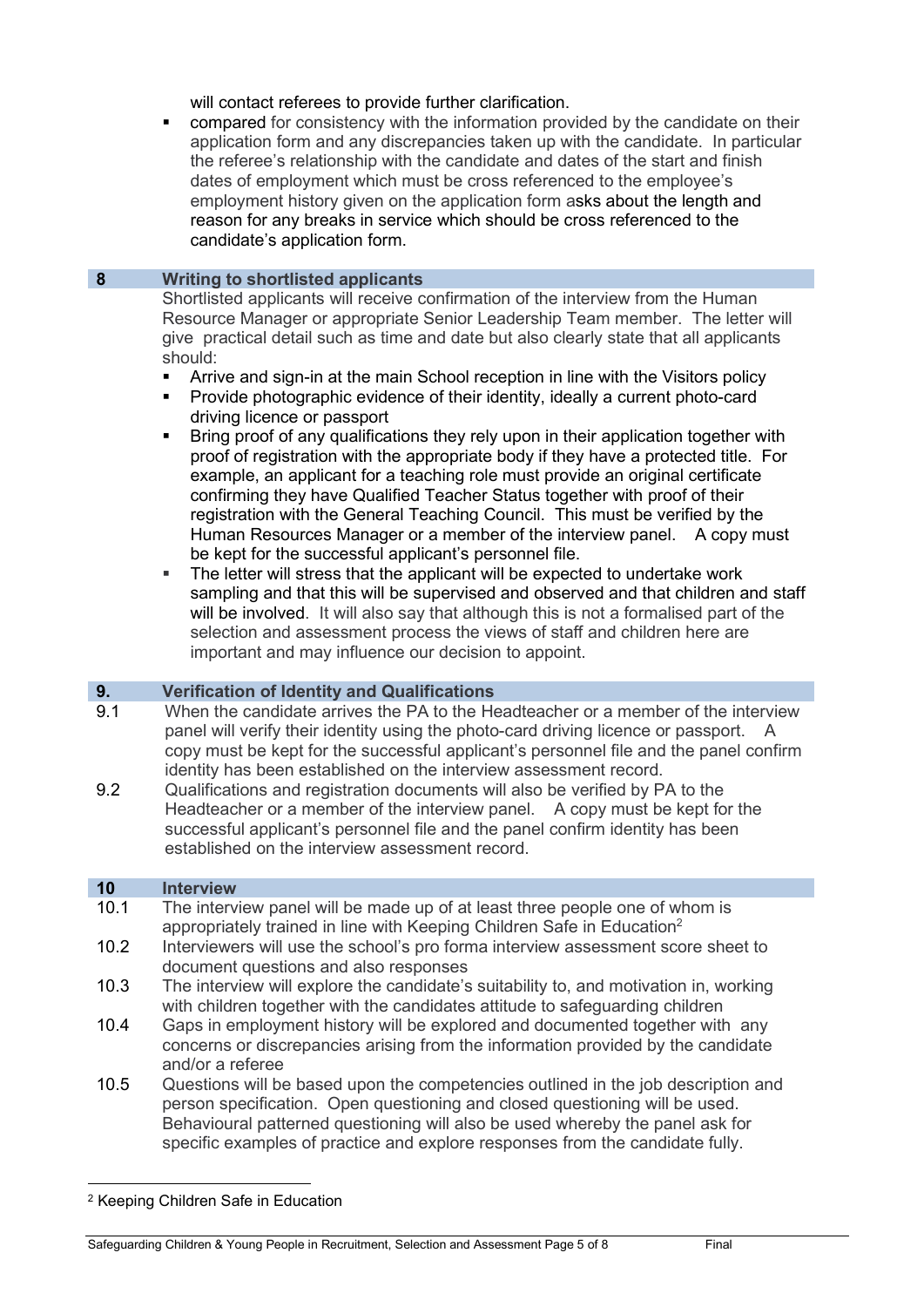will contact referees to provide further clarification.

- compared for consistency with the information provided by the candidate on their application form and any discrepancies taken up with the candidate. In particular the referee's relationship with the candidate and dates of the start and finish dates of employment which must be cross referenced to the employee's employment history given on the application form asks about the length and reason for any breaks in service which should be cross referenced to the candidate's application form.

## 8 Writing to shortlisted applicants

Shortlisted applicants will receive confirmation of the interview from the Human Resource Manager or appropriate Senior Leadership Team member. The letter will give practical detail such as time and date but also clearly state that all applicants should:

- Arrive and sign-in at the main School reception in line with the Visitors policy
- Provide photographic evidence of their identity, ideally a current photo-card driving licence or passport
- Bring proof of any qualifications they rely upon in their application together with proof of registration with the appropriate body if they have a protected title. For example, an applicant for a teaching role must provide an original certificate confirming they have Qualified Teacher Status together with proof of their registration with the General Teaching Council. This must be verified by the Human Resources Manager or a member of the interview panel. A copy must be kept for the successful applicant's personnel file.
- The letter will stress that the applicant will be expected to undertake work sampling and that this will be supervised and observed and that children and staff will be involved. It will also say that although this is not a formalised part of the selection and assessment process the views of staff and children here are important and may influence our decision to appoint.

## 9. Verification of Identity and Qualifications

9.1 When the candidate arrives the PA to the Headteacher or a member of the interview panel will verify their identity using the photo-card driving licence or passport. A copy must be kept for the successful applicant's personnel file and the panel confirm identity has been established on the interview assessment record.

9.2 Qualifications and registration documents will also be verified by PA to the Headteacher or a member of the interview panel. A copy must be kept for the successful applicant's personnel file and the panel confirm identity has been established on the interview assessment record.

## 10 Interview

10.1 The interview panel will be made up of at least three people one of whom is appropriately trained in line with Keeping Children Safe in Education[2]

10.2 Interviewers will use the school's pro forma interview assessment score sheet to document questions and also responses

10.3 The interview will explore the candidate's suitability to, and motivation in, working with children together with the candidates attitude to safeguarding children

10.4 Gaps in employment history will be explored and documented together with any concerns or discrepancies arising from the information provided by the candidate and/or a referee

10.5 Questions will be based upon the competencies outlined in the job description and person specification. Open questioning and closed questioning will be used. Behavioural patterned questioning will also be used whereby the panel ask for specific examples of practice and explore responses from the candidate fully.

---

[2] Keeping Children Safe in Education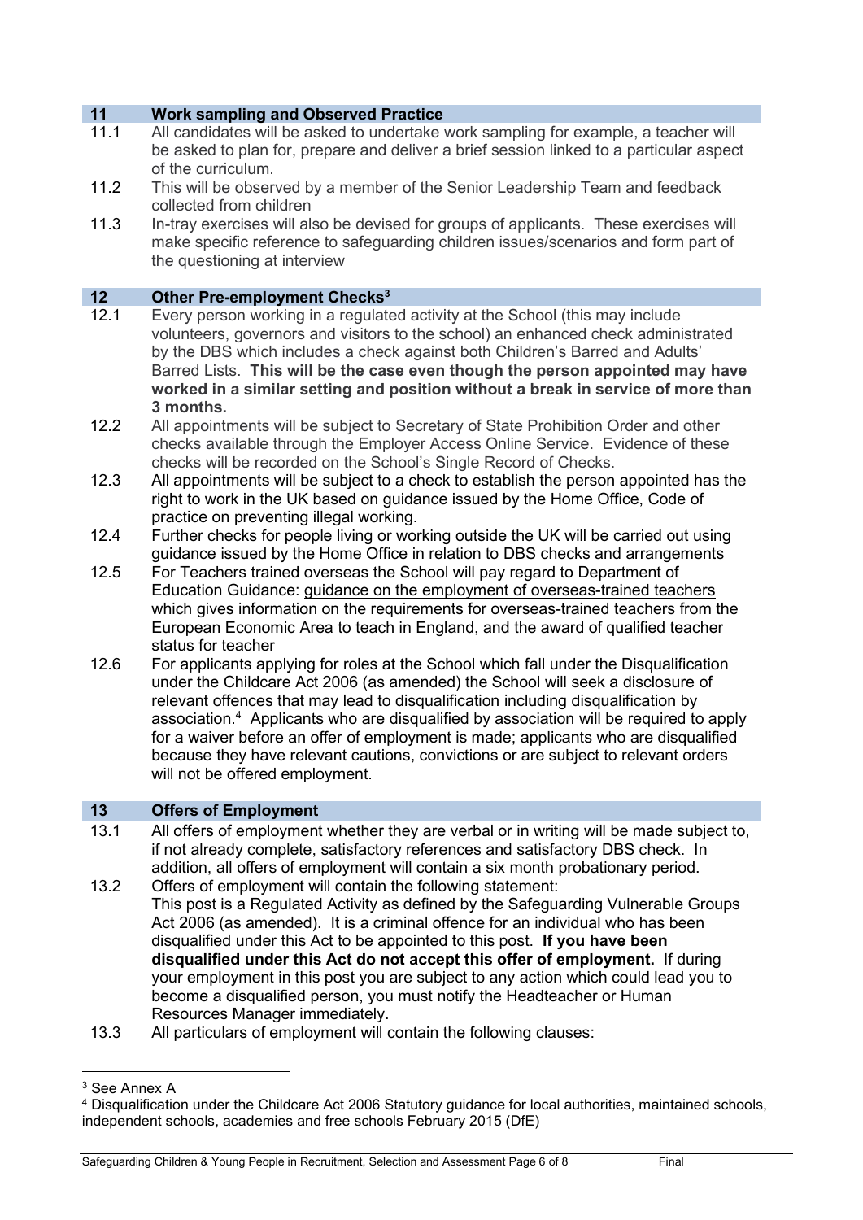## 11 Work sampling and Observed Practice

11.1 All candidates will be asked to undertake work sampling for example, a teacher will be asked to plan for, prepare and deliver a brief session linked to a particular aspect of the curriculum.

11.2 This will be observed by a member of the Senior Leadership Team and feedback collected from children

11.3 In-tray exercises will also be devised for groups of applicants. These exercises will make specific reference to safeguarding children issues/scenarios and form part of the questioning at interview

## 12 Other Pre-employment Checks[3]

12.1 Every person working in a regulated activity at the School (this may include volunteers, governors and visitors to the school) an enhanced check administrated by the DBS which includes a check against both Children's Barred and Adults' Barred Lists. **This will be the case even though the person appointed may have worked in a similar setting and position without a break in service of more than 3 months.**

12.2 All appointments will be subject to Secretary of State Prohibition Order and other checks available through the Employer Access Online Service. Evidence of these checks will be recorded on the School's Single Record of Checks.

12.3 All appointments will be subject to a check to establish the person appointed has the right to work in the UK based on guidance issued by the Home Office, Code of practice on preventing illegal working.

12.4 Further checks for people living or working outside the UK will be carried out using guidance issued by the Home Office in relation to DBS checks and arrangements

12.5 For Teachers trained overseas the School will pay regard to Department of Education Guidance: guidance on the employment of overseas-trained teachers which gives information on the requirements for overseas-trained teachers from the European Economic Area to teach in England, and the award of qualified teacher status for teacher

12.6 For applicants applying for roles at the School which fall under the Disqualification under the Childcare Act 2006 (as amended) the School will seek a disclosure of relevant offences that may lead to disqualification including disqualification by association.[4] Applicants who are disqualified by association will be required to apply for a waiver before an offer of employment is made; applicants who are disqualified because they have relevant cautions, convictions or are subject to relevant orders will not be offered employment.

## 13 Offers of Employment

13.1 All offers of employment whether they are verbal or in writing will be made subject to, if not already complete, satisfactory references and satisfactory DBS check. In addition, all offers of employment will contain a six month probationary period.

13.2 Offers of employment will contain the following statement:
This post is a Regulated Activity as defined by the Safeguarding Vulnerable Groups Act 2006 (as amended). It is a criminal offence for an individual who has been disqualified under this Act to be appointed to this post. **If you have been disqualified under this Act do not accept this offer of employment.** If during your employment in this post you are subject to any action which could lead you to become a disqualified person, you must notify the Headteacher or Human Resources Manager immediately.

13.3 All particulars of employment will contain the following clauses:

---

[3] See Annex A

[4] Disqualification under the Childcare Act 2006 Statutory guidance for local authorities, maintained schools, independent schools, academies and free schools February 2015 (DfE)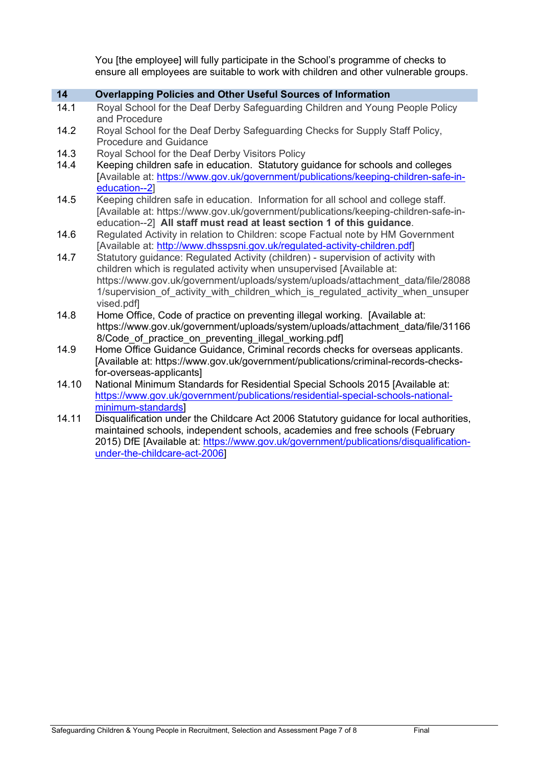You [the employee] will fully participate in the School's programme of checks to ensure all employees are suitable to work with children and other vulnerable groups.

## 14 Overlapping Policies and Other Useful Sources of Information

14.1 Royal School for the Deaf Derby Safeguarding Children and Young People Policy and Procedure

14.2 Royal School for the Deaf Derby Safeguarding Checks for Supply Staff Policy, Procedure and Guidance

14.3 Royal School for the Deaf Derby Visitors Policy

14.4 Keeping children safe in education. Statutory guidance for schools and colleges [Available at: https://www.gov.uk/government/publications/keeping-children-safe-in-education--2]

14.5 Keeping children safe in education. Information for all school and college staff. [Available at: https://www.gov.uk/government/publications/keeping-children-safe-in-education--2] **All staff must read at least section 1 of this guidance**.

14.6 Regulated Activity in relation to Children: scope Factual note by HM Government [Available at: http://www.dhsspsni.gov.uk/regulated-activity-children.pdf]

14.7 Statutory guidance: Regulated Activity (children) - supervision of activity with children which is regulated activity when unsupervised [Available at: https://www.gov.uk/government/uploads/system/uploads/attachment_data/file/280881/supervision_of_activity_with_children_which_is_regulated_activity_when_unsupervised.pdf]

14.8 Home Office, Code of practice on preventing illegal working. [Available at: https://www.gov.uk/government/uploads/system/uploads/attachment_data/file/311668/Code_of_practice_on_preventing_illegal_working.pdf]

14.9 Home Office Guidance Guidance, Criminal records checks for overseas applicants. [Available at: https://www.gov.uk/government/publications/criminal-records-checks-for-overseas-applicants]

14.10 National Minimum Standards for Residential Special Schools 2015 [Available at: https://www.gov.uk/government/publications/residential-special-schools-national-minimum-standards]

14.11 Disqualification under the Childcare Act 2006 Statutory guidance for local authorities, maintained schools, independent schools, academies and free schools (February 2015) DfE [Available at: https://www.gov.uk/government/publications/disqualification-under-the-childcare-act-2006]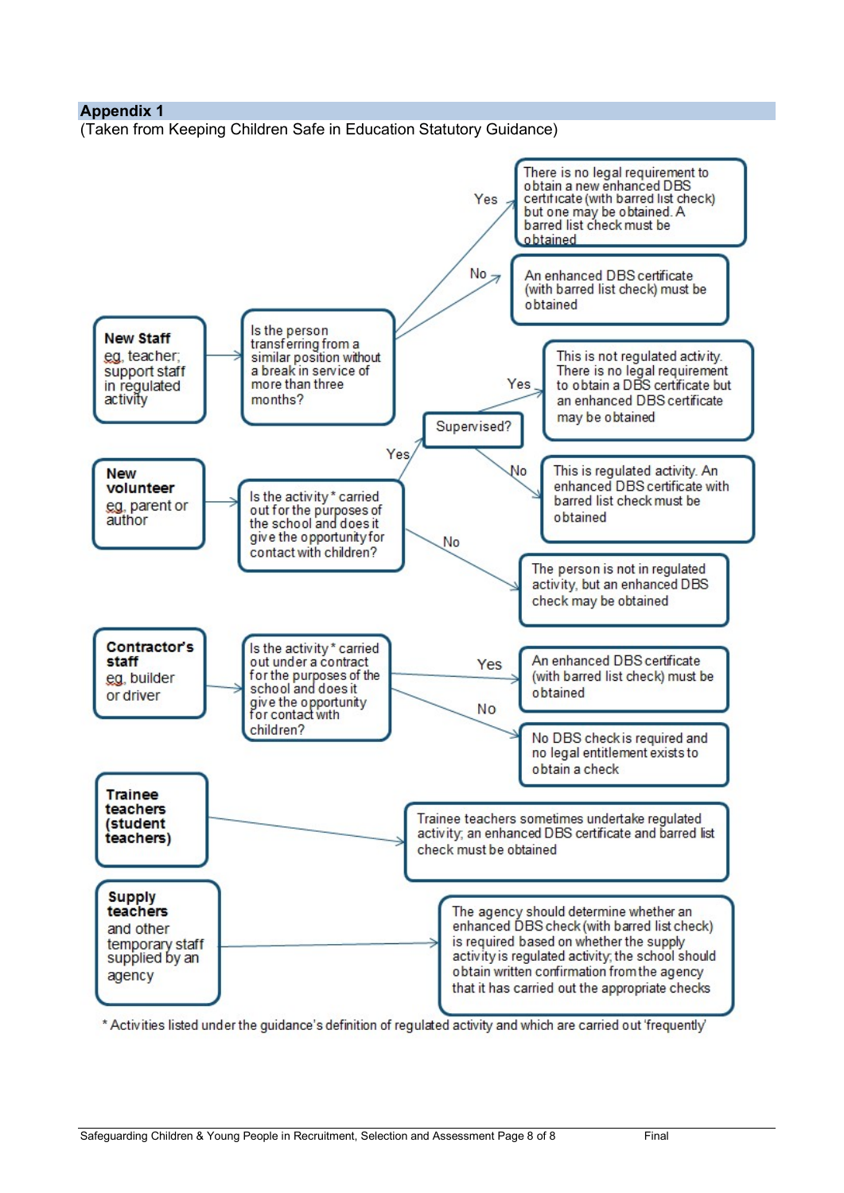## Appendix 1

(Taken from Keeping Children Safe in Education Statutory Guidance)

**New Staff**
eg. teacher; support staff in regulated activity

Is the person transferring from a similar position without a break in service of more than three months?

Yes

There is no legal requirement to obtain a new enhanced DBS certificate (with barred list check) but one may be obtained. A barred list check must be obtained

No

An enhanced DBS certificate (with barred list check) must be obtained

**New volunteer**
eg. parent or author

Is the activity * carried out for the purposes of the school and does it give the opportunity for contact with children?

Yes

Supervised?

Yes

This is not regulated activity. There is no legal requirement to obtain a DBS certificate but an enhanced DBS certificate may be obtained

No

This is regulated activity. An enhanced DBS certificate with barred list check must be obtained

No

The person is not in regulated activity, but an enhanced DBS check may be obtained

**Contractor's staff**
eg. builder or driver

Is the activity * carried out under a contract for the purposes of the school and does it give the opportunity for contact with children?

Yes

An enhanced DBS certificate (with barred list check) must be obtained

No

No DBS check is required and no legal entitlement exists to obtain a check

**Trainee teachers (student teachers)**

Trainee teachers sometimes undertake regulated activity; an enhanced DBS certificate and barred list check must be obtained

**Supply teachers** and other temporary staff supplied by an agency

The agency should determine whether an enhanced DBS check (with barred list check) is required based on whether the supply activity is regulated activity; the school should obtain written confirmation from the agency that it has carried out the appropriate checks

* Activities listed under the guidance's definition of regulated activity and which are carried out 'frequently'